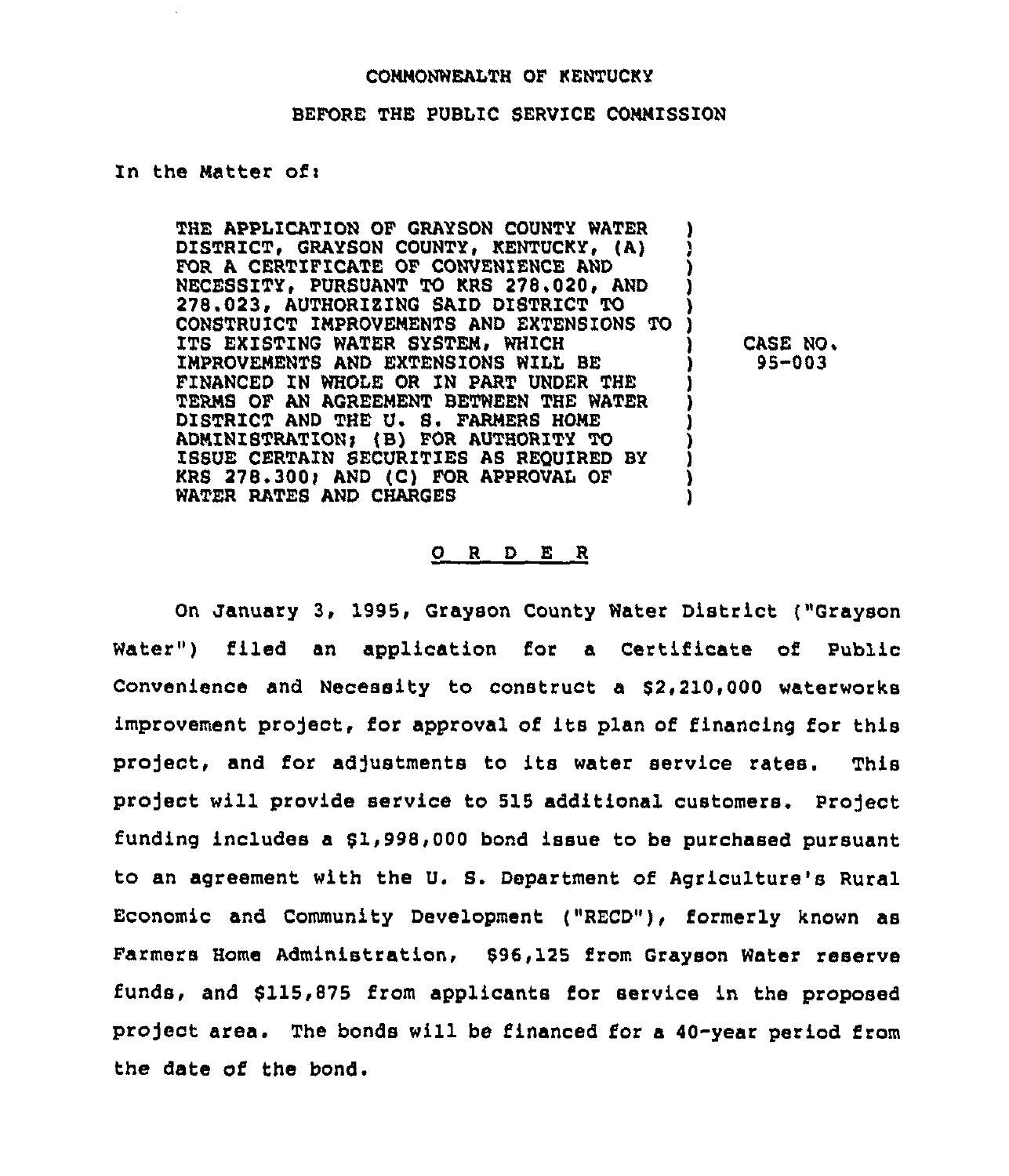COMMONWEALTH OF KENTUCKY

BEFORE THE PUBLIC SERVICE COMMISSION

In the Matter of:

| | | |
|---|---|---|
| THE APPLICATION OF GRAYSON COUNTY WATER DISTRICT, GRAYSON COUNTY, KENTUCKY, (A) FOR A CERTIFICATE OF CONVENIENCE AND NECESSITY, PURSUANT TO KRS 278.020, AND 278.023, AUTHORIZING SAID DISTRICT TO CONSTRUICT IMPROVEMENTS AND EXTENSIONS TO ITS EXISTING WATER SYSTEM, WHICH IMPROVEMENTS AND EXTENSIONS WILL BE FINANCED IN WHOLE OR IN PART UNDER THE TERMS OF AN AGREEMENT BETWEEN THE WATER DISTRICT AND THE U. S. FARMERS HOME ADMINISTRATION; (B) FOR AUTHORITY TO ISSUE CERTAIN SECURITIES AS REQUIRED BY KRS 278.300; AND (C) FOR APPROVAL OF WATER RATES AND CHARGES | ) | CASE NO. 95-003 |

## O R D E R

On January 3, 1995, Grayson County Water District ("Grayson Water") filed an application for a Certificate of Public Convenience and Necessity to construct a $2,210,000 waterworks improvement project, for approval of its plan of financing for this project, and for adjustments to its water service rates. This project will provide service to 515 additional customers. Project funding includes a $1,998,000 bond issue to be purchased pursuant to an agreement with the U. S. Department of Agriculture's Rural Economic and Community Development ("RECD"), formerly known as Farmers Home Administration, $96,125 from Grayson Water reserve funds, and $115,875 from applicants for service in the proposed project area. The bonds will be financed for a 40-year period from the date of the bond.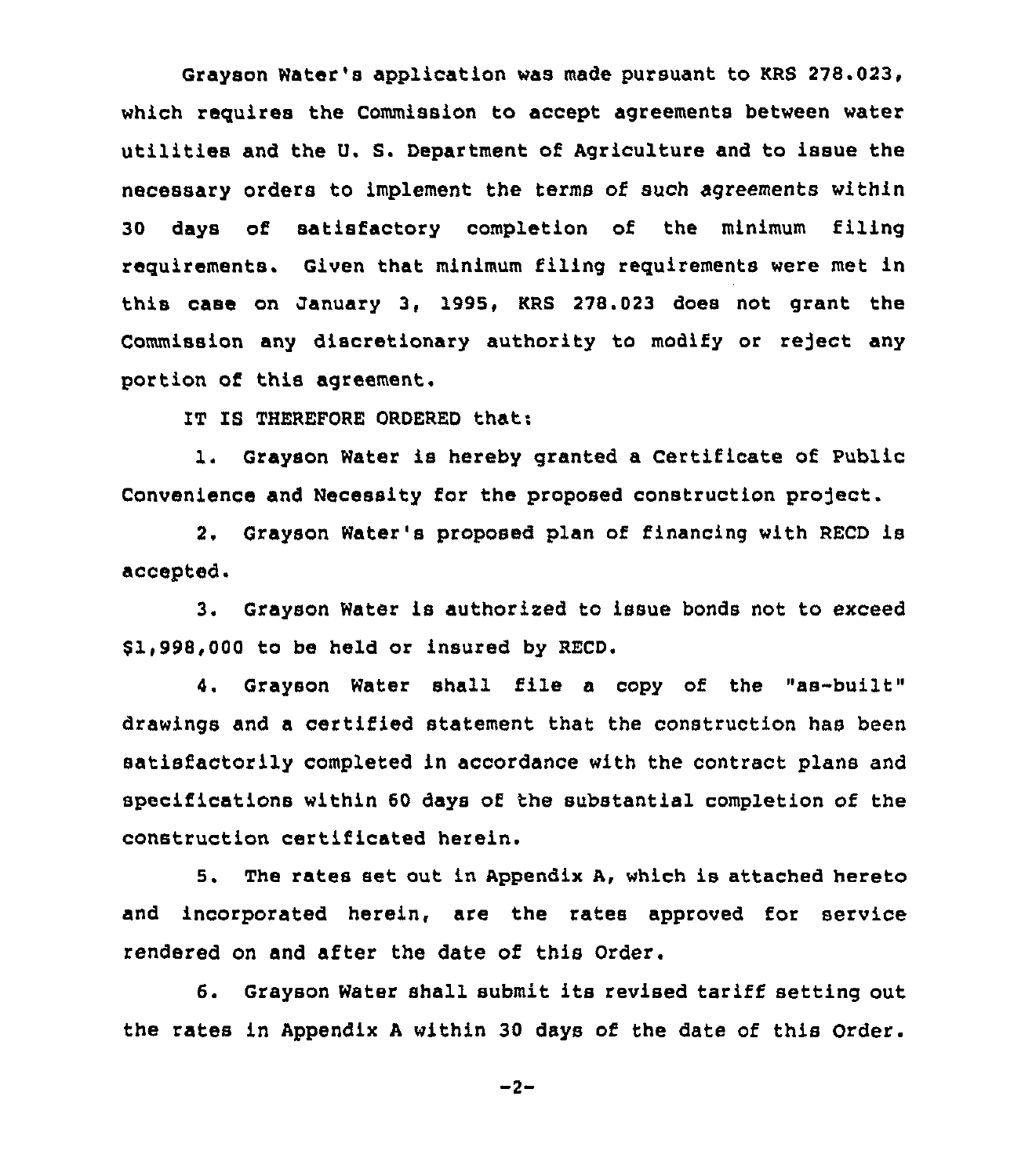Grayson Water's application was made pursuant to KRS 278.023, which requires the Commission to accept agreements between water utilities and the U. S. Department of Agriculture and to issue the necessary orders to implement the terms of such agreements within 30 days of satisfactory completion of the minimum filing requirements. Given that minimum filing requirements were met in this case on January 3, 1995, KRS 278.023 does not grant the Commission any discretionary authority to modify or reject any portion of this agreement.

IT IS THEREFORE ORDERED that:

1. Grayson Water is hereby granted a Certificate of Public Convenience and Necessity for the proposed construction project.

2. Grayson Water's proposed plan of financing with RECD is accepted.

3. Grayson Water is authorized to issue bonds not to exceed $1,998,000 to be held or insured by RECD.

4. Grayson Water shall file a copy of the "as-built" drawings and a certified statement that the construction has been satisfactorily completed in accordance with the contract plans and specifications within 60 days of the substantial completion of the construction certificated herein.

5. The rates set out in Appendix A, which is attached hereto and incorporated herein, are the rates approved for service rendered on and after the date of this Order.

6. Grayson Water shall submit its revised tariff setting out the rates in Appendix A within 30 days of the date of this Order.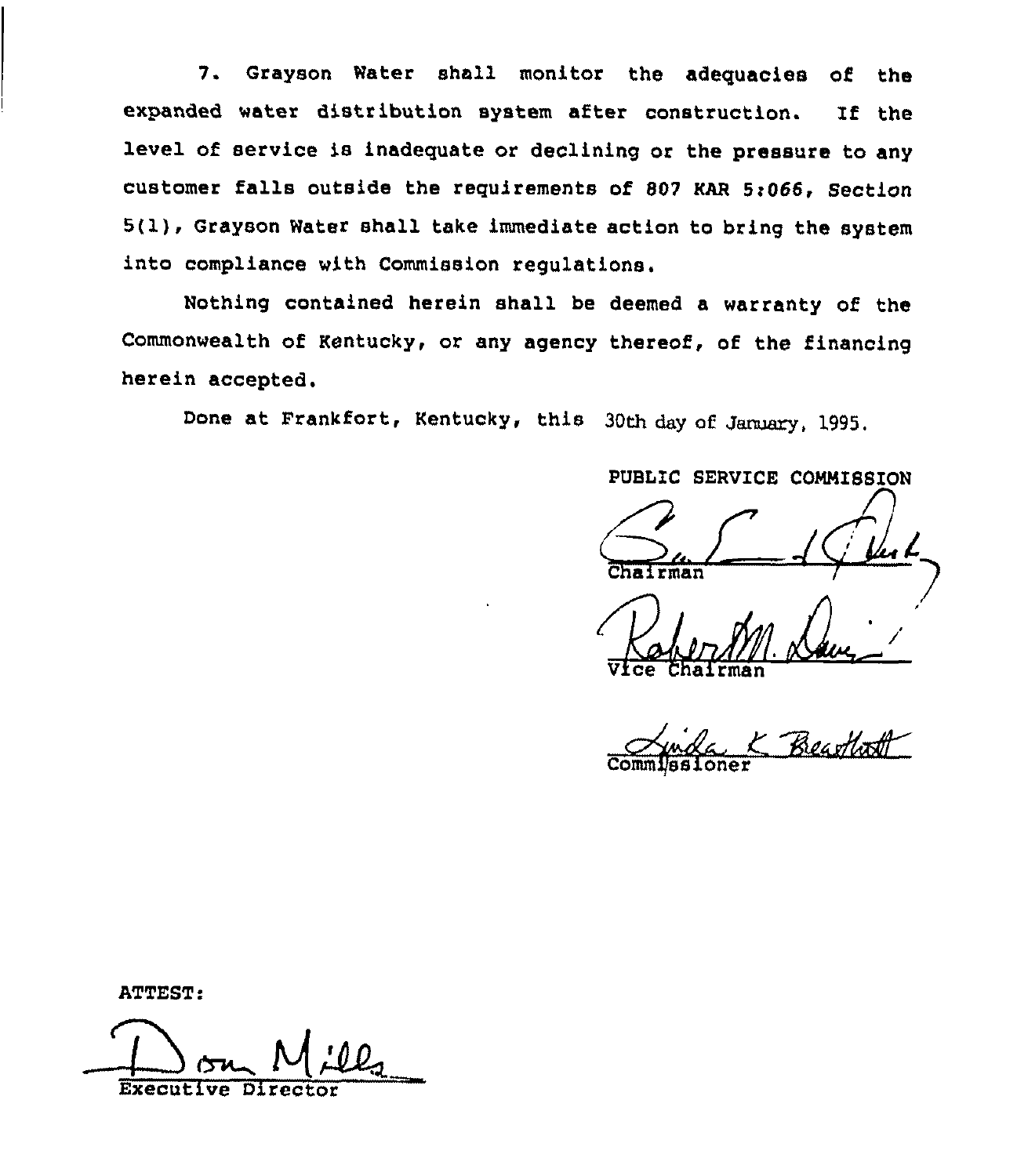7. Grayson Water shall monitor the adequacies of the expanded water distribution system after construction. If the level of service is inadequate or declining or the pressure to any customer falls outside the requirements of 807 KAR 5:066, Section 5(1), Grayson Water shall take immediate action to bring the system into compliance with Commission regulations.

Nothing contained herein shall be deemed a warranty of the Commonwealth of Kentucky, or any agency thereof, of the financing herein accepted.

Done at Frankfort, Kentucky, this 30th day of January, 1995.

PUBLIC SERVICE COMMISSION

Chairman

Vice Chairman

Commissioner

ATTEST:

Executive Director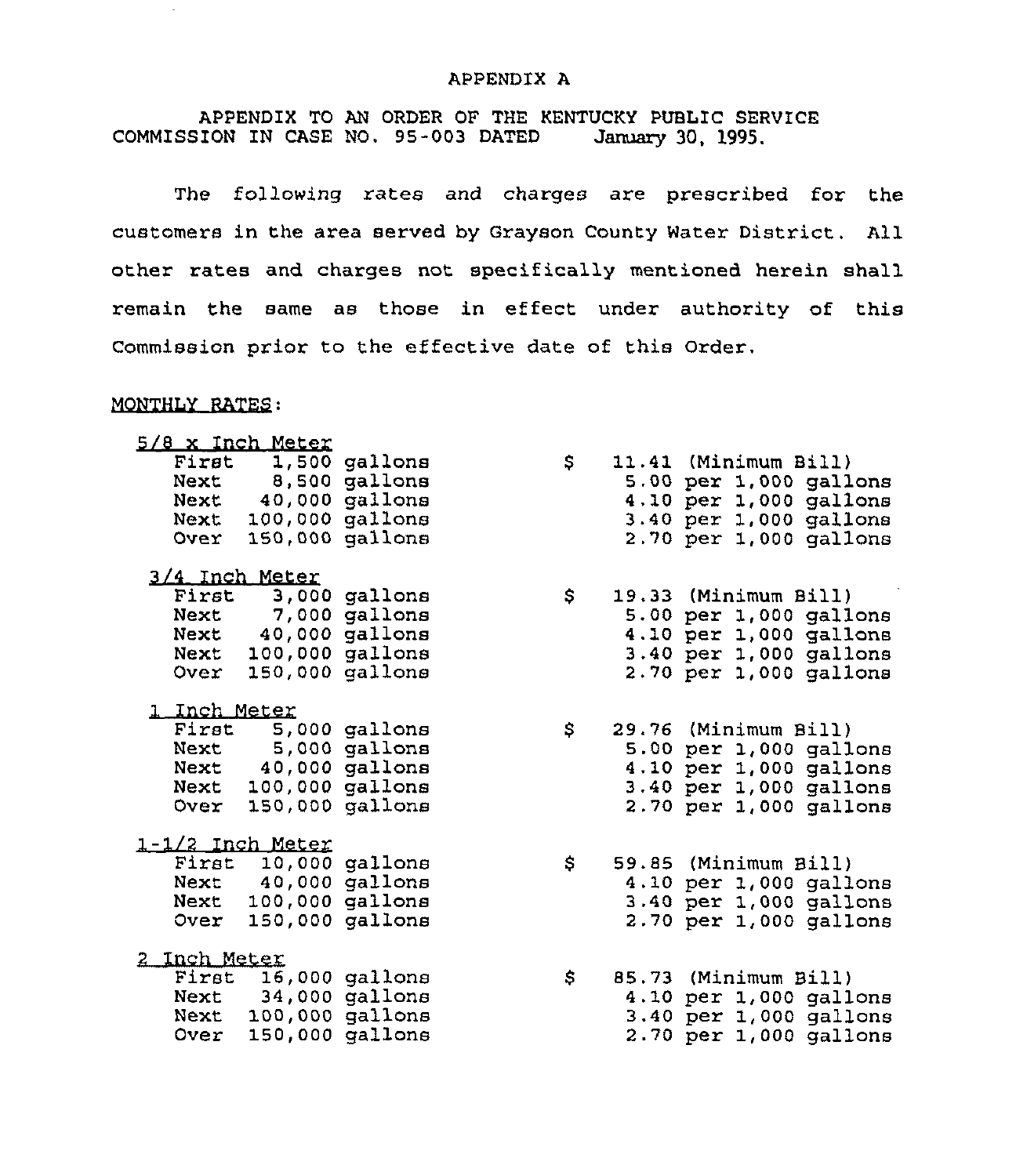APPENDIX A

APPENDIX TO AN ORDER OF THE KENTUCKY PUBLIC SERVICE COMMISSION IN CASE NO. 95-003 DATED January 30, 1995.

The following rates and charges are prescribed for the customers in the area served by Grayson County Water District. All other rates and charges not specifically mentioned herein shall remain the same as those in effect under authority of this Commission prior to the effective date of this Order.

MONTHLY RATES:

5/8 x Inch Meter

| | | |
|---|---|---|
| First 1,500 gallons | $ | 11.41 (Minimum Bill) |
| Next 8,500 gallons | | 5.00 per 1,000 gallons |
| Next 40,000 gallons | | 4.10 per 1,000 gallons |
| Next 100,000 gallons | | 3.40 per 1,000 gallons |
| Over 150,000 gallons | | 2.70 per 1,000 gallons |

3/4 Inch Meter

| | | |
|---|---|---|
| First 3,000 gallons | $ | 19.33 (Minimum Bill) |
| Next 7,000 gallons | | 5.00 per 1,000 gallons |
| Next 40,000 gallons | | 4.10 per 1,000 gallons |
| Next 100,000 gallons | | 3.40 per 1,000 gallons |
| Over 150,000 gallons | | 2.70 per 1,000 gallons |

1 Inch Meter

| | | |
|---|---|---|
| First 5,000 gallons | $ | 29.76 (Minimum Bill) |
| Next 5,000 gallons | | 5.00 per 1,000 gallons |
| Next 40,000 gallons | | 4.10 per 1,000 gallons |
| Next 100,000 gallons | | 3.40 per 1,000 gallons |
| Over 150,000 gallons | | 2.70 per 1,000 gallons |

1-1/2 Inch Meter

| | | |
|---|---|---|
| First 10,000 gallons | $ | 59.85 (Minimum Bill) |
| Next 40,000 gallons | | 4.10 per 1,000 gallons |
| Next 100,000 gallons | | 3.40 per 1,000 gallons |
| Over 150,000 gallons | | 2.70 per 1,000 gallons |

2 Inch Meter

| | | |
|---|---|---|
| First 16,000 gallons | $ | 85.73 (Minimum Bill) |
| Next 34,000 gallons | | 4.10 per 1,000 gallons |
| Next 100,000 gallons | | 3.40 per 1,000 gallons |
| Over 150,000 gallons | | 2.70 per 1,000 gallons |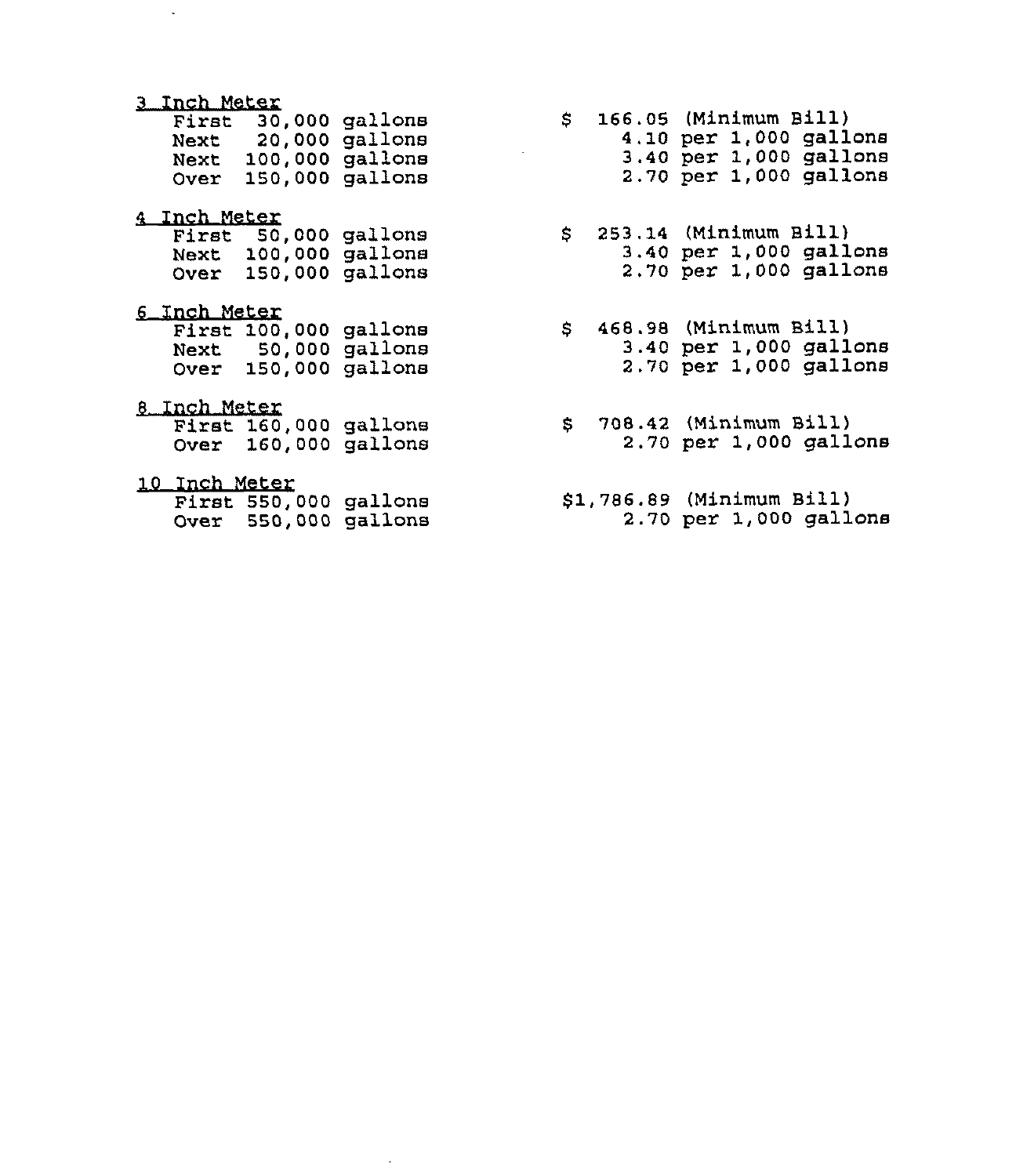<u>3 Inch Meter</u>

| | |
|---|---|
| First 30,000 gallons | $ 166.05 (Minimum Bill) |
| Next 20,000 gallons | 4.10 per 1,000 gallons |
| Next 100,000 gallons | 3.40 per 1,000 gallons |
| Over 150,000 gallons | 2.70 per 1,000 gallons |

<u>4 Inch Meter</u>

| | |
|---|---|
| First 50,000 gallons | $ 253.14 (Minimum Bill) |
| Next 100,000 gallons | 3.40 per 1,000 gallons |
| Over 150,000 gallons | 2.70 per 1,000 gallons |

<u>6 Inch Meter</u>

| | |
|---|---|
| First 100,000 gallons | $ 468.98 (Minimum Bill) |
| Next 50,000 gallons | 3.40 per 1,000 gallons |
| Over 150,000 gallons | 2.70 per 1,000 gallons |

<u>8 Inch Meter</u>

| | |
|---|---|
| First 160,000 gallons | $ 708.42 (Minimum Bill) |
| Over 160,000 gallons | 2.70 per 1,000 gallons |

<u>10 Inch Meter</u>

| | |
|---|---|
| First 550,000 gallons | $1,786.89 (Minimum Bill) |
| Over 550,000 gallons | 2.70 per 1,000 gallons |